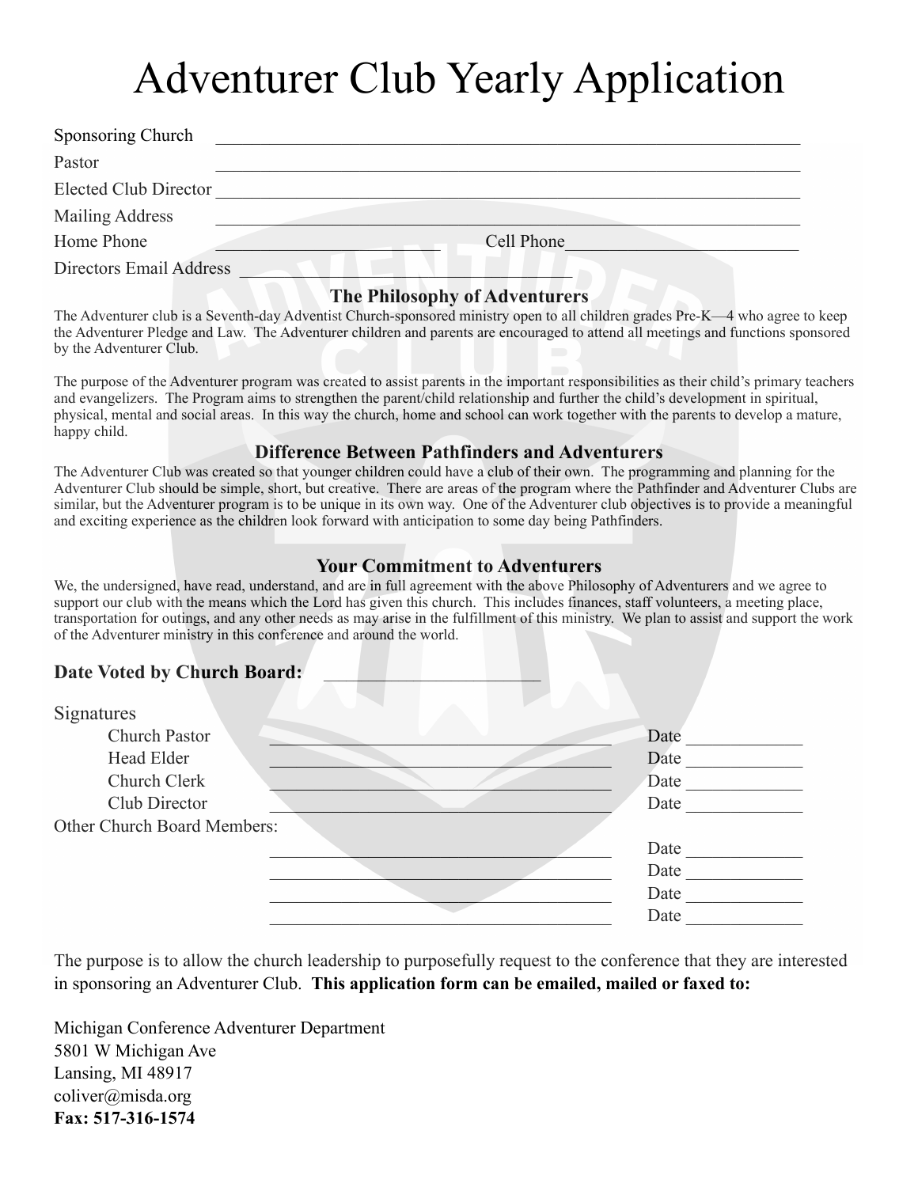# Adventurer Club Yearly Application

Sponsoring Church \_\_\_\_\_\_\_\_\_\_\_\_\_\_\_\_\_\_\_\_\_\_\_\_\_\_\_\_\_\_\_\_\_\_\_\_\_\_\_\_\_\_\_\_\_\_\_\_\_\_\_\_\_\_\_\_\_\_\_\_\_\_\_\_

Pastor \_\_\_\_\_\_\_\_\_\_\_\_\_\_\_\_\_\_\_\_\_\_\_\_\_\_\_\_\_\_\_\_\_\_\_\_\_\_\_\_\_\_\_\_\_\_\_\_\_\_\_\_\_\_\_\_\_\_\_\_\_\_\_\_

Elected Club Director \_\_\_\_\_\_\_\_\_\_\_\_\_\_\_\_\_\_\_\_\_\_\_\_\_\_\_\_\_\_\_\_\_\_\_\_\_\_\_\_\_\_\_\_\_\_\_\_\_\_\_\_\_\_\_\_\_\_\_\_\_\_\_\_

Mailing Address \_\_\_\_\_\_\_\_\_\_\_\_\_\_\_\_\_\_\_\_\_\_\_\_\_\_\_\_\_\_\_\_\_\_\_\_\_\_\_\_\_\_\_\_\_\_\_\_\_\_\_\_\_\_\_\_\_\_\_\_\_\_\_\_

Home Phone \_\_\_\_\_\_\_\_\_\_\_\_\_\_\_\_\_\_\_\_\_\_\_\_\_\_ Cell Phone \_\_\_\_\_\_\_\_\_\_\_\_\_\_\_\_\_\_\_\_\_\_\_\_\_\_

Directors Email Address \_\_\_\_\_\_\_\_\_\_\_\_\_\_\_\_\_\_\_\_\_\_\_\_\_\_\_\_\_\_\_\_\_\_\_\_\_\_

### The Philosophy of Adventurers

The Adventurer club is a Seventh-day Adventist Church-sponsored ministry open to all children grades Pre-K—4 who agree to keep the Adventurer Pledge and Law. The Adventurer children and parents are encouraged to attend all meetings and functions sponsored by the Adventurer Club.

The purpose of the Adventurer program was created to assist parents in the important responsibilities as their child's primary teachers and evangelizers. The Program aims to strengthen the parent/child relationship and further the child's development in spiritual, physical, mental and social areas. In this way the church, home and school can work together with the parents to develop a mature, happy child.

### Difference Between Pathfinders and Adventurers

The Adventurer Club was created so that younger children could have a club of their own. The programming and planning for the Adventurer Club should be simple, short, but creative. There are areas of the program where the Pathfinder and Adventurer Clubs are similar, but the Adventurer program is to be unique in its own way. One of the Adventurer club objectives is to provide a meaningful and exciting experience as the children look forward with anticipation to some day being Pathfinders.

### Your Commitment to Adventurers

We, the undersigned, have read, understand, and are in full agreement with the above Philosophy of Adventurers and we agree to support our club with the means which the Lord has given this church. This includes finances, staff volunteers, a meeting place, transportation for outings, and any other needs as may arise in the fulfillment of this ministry. We plan to assist and support the work of the Adventurer ministry in this conference and around the world.

**Date Voted by Church Board:** \_\_\_\_\_\_\_\_\_\_\_\_\_\_\_\_\_\_\_\_\_\_\_\_

Signatures

Church Pastor \_\_\_\_\_\_\_\_\_\_\_\_\_\_\_\_\_\_\_\_\_\_\_\_\_\_\_\_\_\_\_\_\_\_\_\_\_\_ Date \_\_\_\_\_\_\_\_\_\_\_\_\_

Head Elder \_\_\_\_\_\_\_\_\_\_\_\_\_\_\_\_\_\_\_\_\_\_\_\_\_\_\_\_\_\_\_\_\_\_\_\_\_\_ Date \_\_\_\_\_\_\_\_\_\_\_\_\_

Church Clerk \_\_\_\_\_\_\_\_\_\_\_\_\_\_\_\_\_\_\_\_\_\_\_\_\_\_\_\_\_\_\_\_\_\_\_\_\_\_ Date \_\_\_\_\_\_\_\_\_\_\_\_\_

Club Director \_\_\_\_\_\_\_\_\_\_\_\_\_\_\_\_\_\_\_\_\_\_\_\_\_\_\_\_\_\_\_\_\_\_\_\_\_\_ Date \_\_\_\_\_\_\_\_\_\_\_\_\_

Other Church Board Members:

\_\_\_\_\_\_\_\_\_\_\_\_\_\_\_\_\_\_\_\_\_\_\_\_\_\_\_\_\_\_\_\_\_\_\_\_\_\_ Date \_\_\_\_\_\_\_\_\_\_\_\_\_

\_\_\_\_\_\_\_\_\_\_\_\_\_\_\_\_\_\_\_\_\_\_\_\_\_\_\_\_\_\_\_\_\_\_\_\_\_\_ Date \_\_\_\_\_\_\_\_\_\_\_\_\_

\_\_\_\_\_\_\_\_\_\_\_\_\_\_\_\_\_\_\_\_\_\_\_\_\_\_\_\_\_\_\_\_\_\_\_\_\_\_ Date \_\_\_\_\_\_\_\_\_\_\_\_\_

\_\_\_\_\_\_\_\_\_\_\_\_\_\_\_\_\_\_\_\_\_\_\_\_\_\_\_\_\_\_\_\_\_\_\_\_\_\_ Date \_\_\_\_\_\_\_\_\_\_\_\_\_

The purpose is to allow the church leadership to purposefully request to the conference that they are interested in sponsoring an Adventurer Club. **This application form can be emailed, mailed or faxed to:**

Michigan Conference Adventurer Department
5801 W Michigan Ave
Lansing, MI 48917
coliver@misda.org
**Fax: 517-316-1574**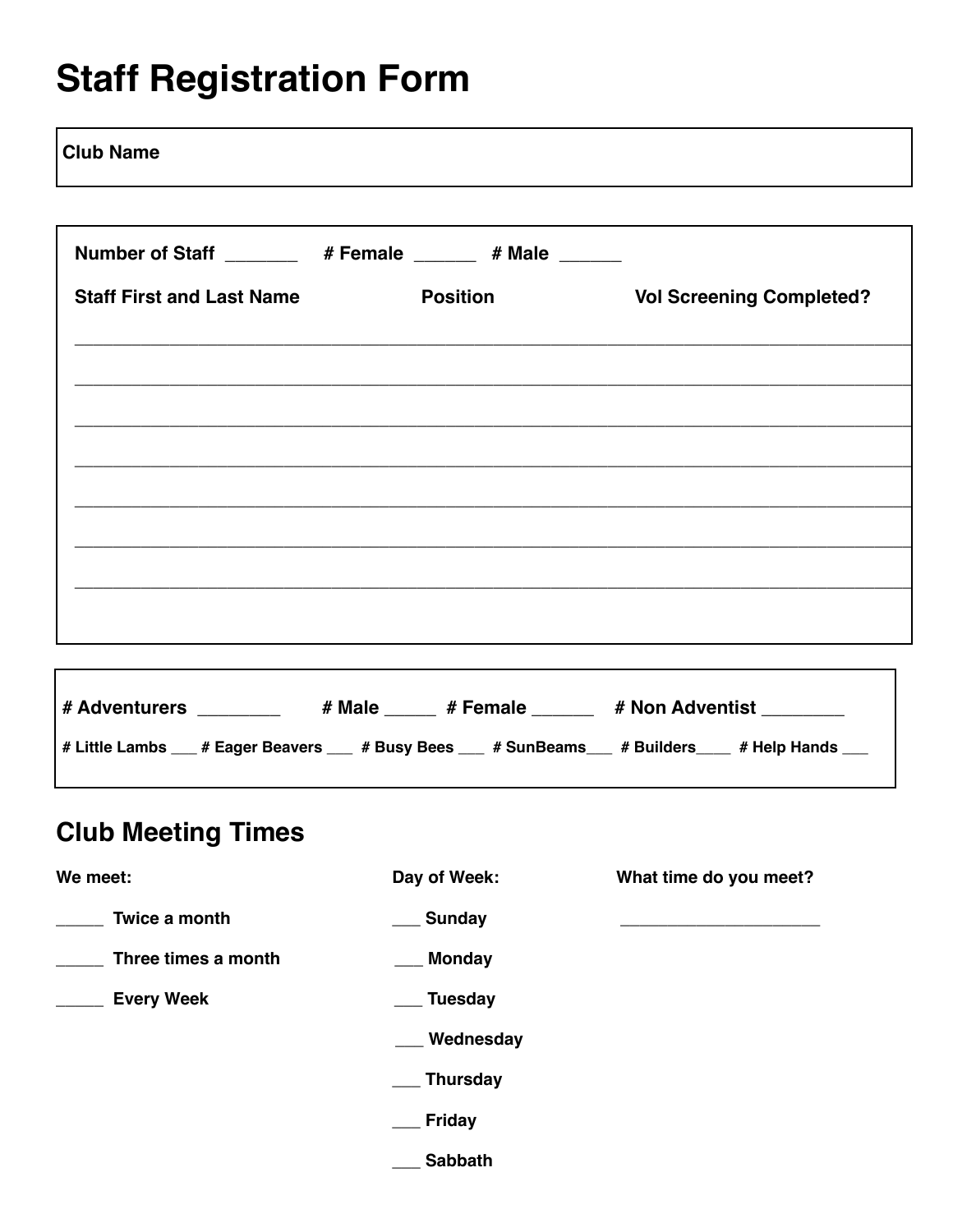# Staff Registration Form

**Club Name**

**Number of Staff** _______ **# Female** ______ **# Male** ______

| Staff First and Last Name | Position | Vol Screening Completed? |
|---|---|---|
| | | |
| | | |
| | | |
| | | |
| | | |
| | | |
| | | |

**# Adventurers** ________ **# Male** _____ **# Female** ______ **# Non Adventist** ________

**# Little Lambs** ___ **# Eager Beavers** ___ **# Busy Bees** ___ **# SunBeams**___ **# Builders**____ **# Help Hands** ___

## Club Meeting Times

**We meet:**

_____ **Twice a month**

_____ **Three times a month**

_____ **Every Week**

**Day of Week:**

___ **Sunday**

___ **Monday**

___ **Tuesday**

___ **Wednesday**

___ **Thursday**

___ **Friday**

___ **Sabbath**

**What time do you meet?**

_____________________